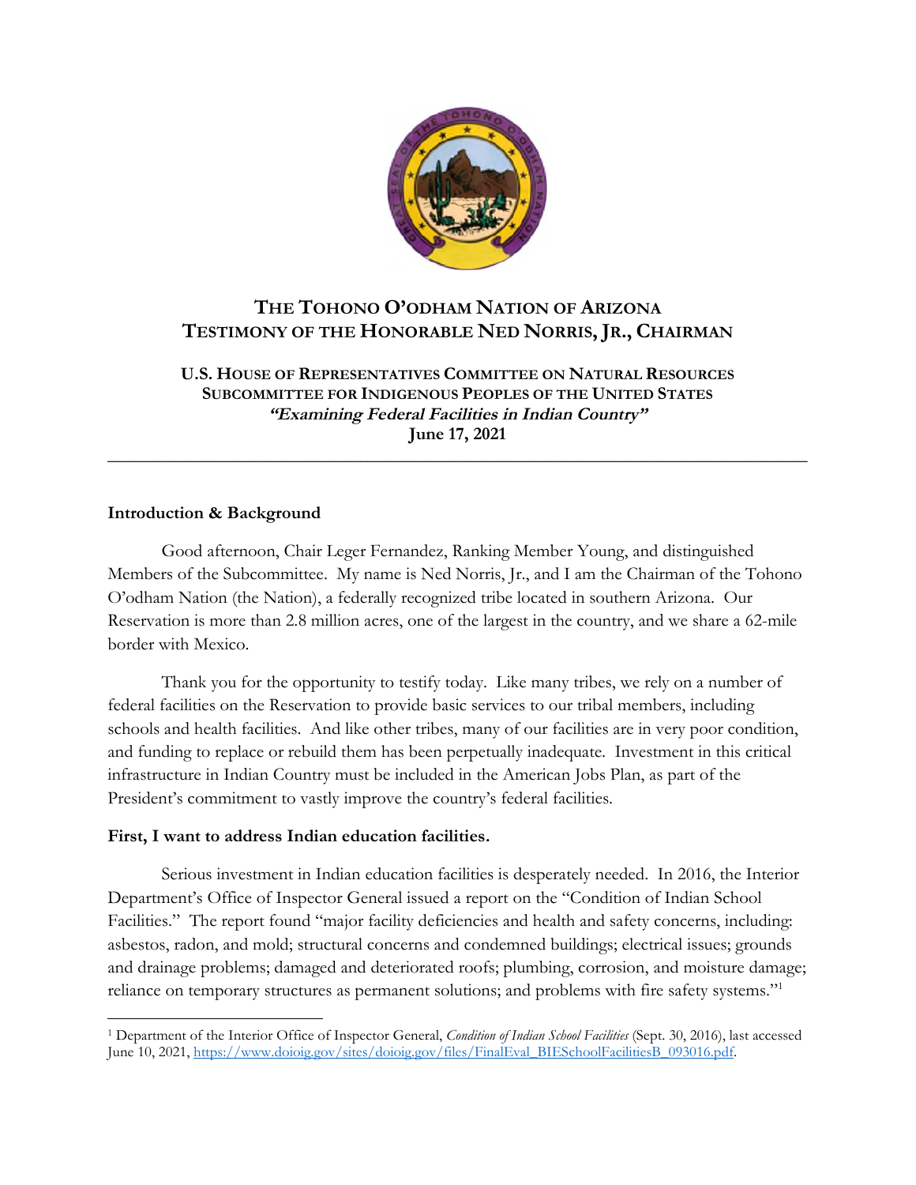# THE TOHONO O'ODHAM NATION OF ARIZONA
# TESTIMONY OF THE HONORABLE NED NORRIS, JR., CHAIRMAN

**U.S. HOUSE OF REPRESENTATIVES COMMITTEE ON NATURAL RESOURCES**
**SUBCOMMITTEE FOR INDIGENOUS PEOPLES OF THE UNITED STATES**
***"Examining Federal Facilities in Indian Country"***
**June 17, 2021**

---

**Introduction & Background**

Good afternoon, Chair Leger Fernandez, Ranking Member Young, and distinguished Members of the Subcommittee. My name is Ned Norris, Jr., and I am the Chairman of the Tohono O'odham Nation (the Nation), a federally recognized tribe located in southern Arizona. Our Reservation is more than 2.8 million acres, one of the largest in the country, and we share a 62-mile border with Mexico.

Thank you for the opportunity to testify today. Like many tribes, we rely on a number of federal facilities on the Reservation to provide basic services to our tribal members, including schools and health facilities. And like other tribes, many of our facilities are in very poor condition, and funding to replace or rebuild them has been perpetually inadequate. Investment in this critical infrastructure in Indian Country must be included in the American Jobs Plan, as part of the President's commitment to vastly improve the country's federal facilities.

**First, I want to address Indian education facilities.**

Serious investment in Indian education facilities is desperately needed. In 2016, the Interior Department's Office of Inspector General issued a report on the "Condition of Indian School Facilities." The report found "major facility deficiencies and health and safety concerns, including: asbestos, radon, and mold; structural concerns and condemned buildings; electrical issues; grounds and drainage problems; damaged and deteriorated roofs; plumbing, corrosion, and moisture damage; reliance on temporary structures as permanent solutions; and problems with fire safety systems."[1]

---

[1] Department of the Interior Office of Inspector General, *Condition of Indian School Facilities* (Sept. 30, 2016), last accessed June 10, 2021, https://www.doioig.gov/sites/doioig.gov/files/FinalEval_BIESchoolFacilitiesB_093016.pdf.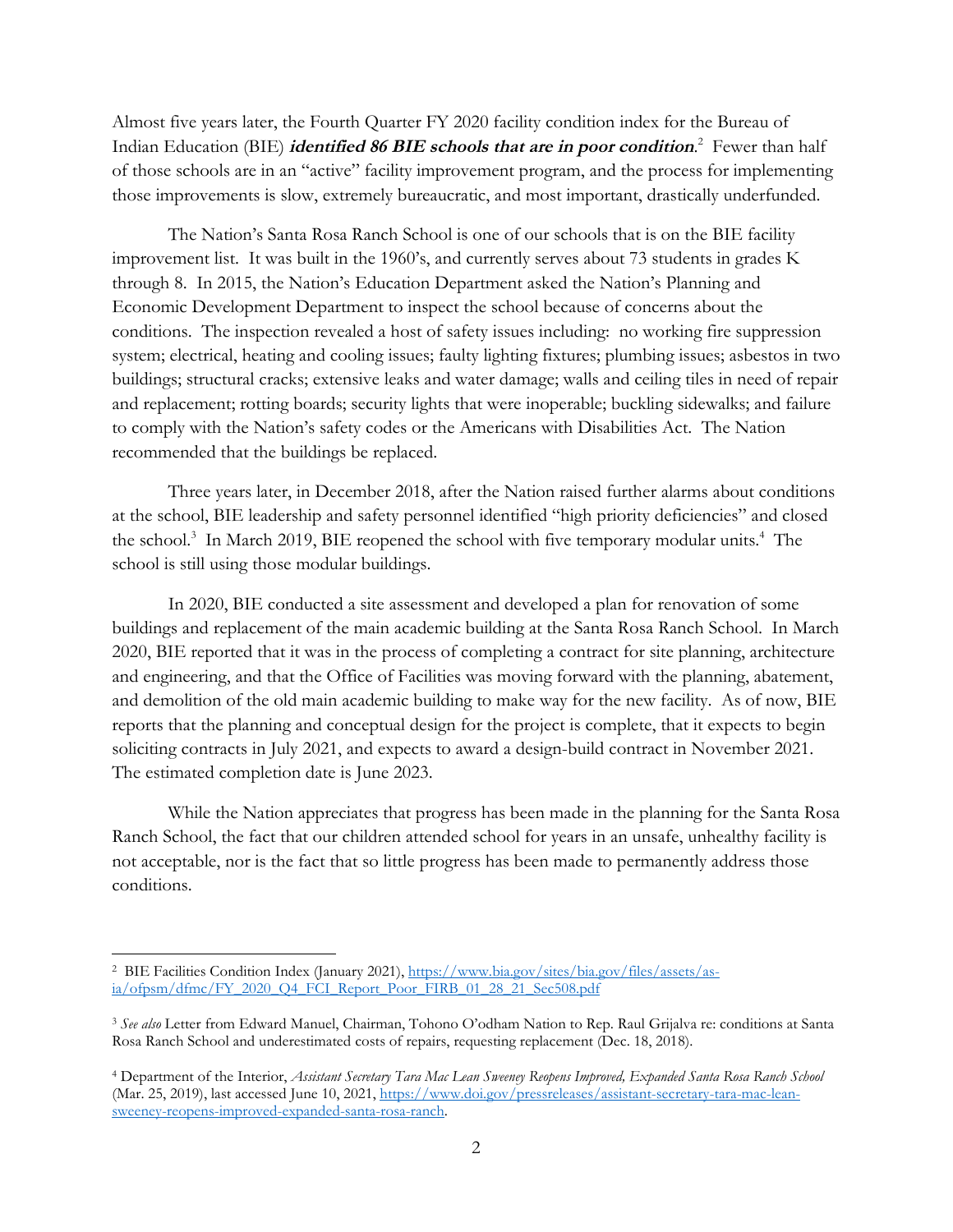Almost five years later, the Fourth Quarter FY 2020 facility condition index for the Bureau of Indian Education (BIE) ***identified 86 BIE schools that are in poor condition***.[2] Fewer than half of those schools are in an "active" facility improvement program, and the process for implementing those improvements is slow, extremely bureaucratic, and most important, drastically underfunded.

The Nation's Santa Rosa Ranch School is one of our schools that is on the BIE facility improvement list. It was built in the 1960's, and currently serves about 73 students in grades K through 8. In 2015, the Nation's Education Department asked the Nation's Planning and Economic Development Department to inspect the school because of concerns about the conditions. The inspection revealed a host of safety issues including: no working fire suppression system; electrical, heating and cooling issues; faulty lighting fixtures; plumbing issues; asbestos in two buildings; structural cracks; extensive leaks and water damage; walls and ceiling tiles in need of repair and replacement; rotting boards; security lights that were inoperable; buckling sidewalks; and failure to comply with the Nation's safety codes or the Americans with Disabilities Act. The Nation recommended that the buildings be replaced.

Three years later, in December 2018, after the Nation raised further alarms about conditions at the school, BIE leadership and safety personnel identified "high priority deficiencies" and closed the school.[3] In March 2019, BIE reopened the school with five temporary modular units.[4] The school is still using those modular buildings.

In 2020, BIE conducted a site assessment and developed a plan for renovation of some buildings and replacement of the main academic building at the Santa Rosa Ranch School. In March 2020, BIE reported that it was in the process of completing a contract for site planning, architecture and engineering, and that the Office of Facilities was moving forward with the planning, abatement, and demolition of the old main academic building to make way for the new facility. As of now, BIE reports that the planning and conceptual design for the project is complete, that it expects to begin soliciting contracts in July 2021, and expects to award a design-build contract in November 2021. The estimated completion date is June 2023.

While the Nation appreciates that progress has been made in the planning for the Santa Rosa Ranch School, the fact that our children attended school for years in an unsafe, unhealthy facility is not acceptable, nor is the fact that so little progress has been made to permanently address those conditions.

---

[2] BIE Facilities Condition Index (January 2021), https://www.bia.gov/sites/bia.gov/files/assets/as-ia/ofpsm/dfmc/FY_2020_Q4_FCI_Report_Poor_FIRB_01_28_21_Sec508.pdf

[3] *See also* Letter from Edward Manuel, Chairman, Tohono O'odham Nation to Rep. Raul Grijalva re: conditions at Santa Rosa Ranch School and underestimated costs of repairs, requesting replacement (Dec. 18, 2018).

[4] Department of the Interior, *Assistant Secretary Tara Mac Lean Sweeney Reopens Improved, Expanded Santa Rosa Ranch School* (Mar. 25, 2019), last accessed June 10, 2021, https://www.doi.gov/pressreleases/assistant-secretary-tara-mac-lean-sweeney-reopens-improved-expanded-santa-rosa-ranch.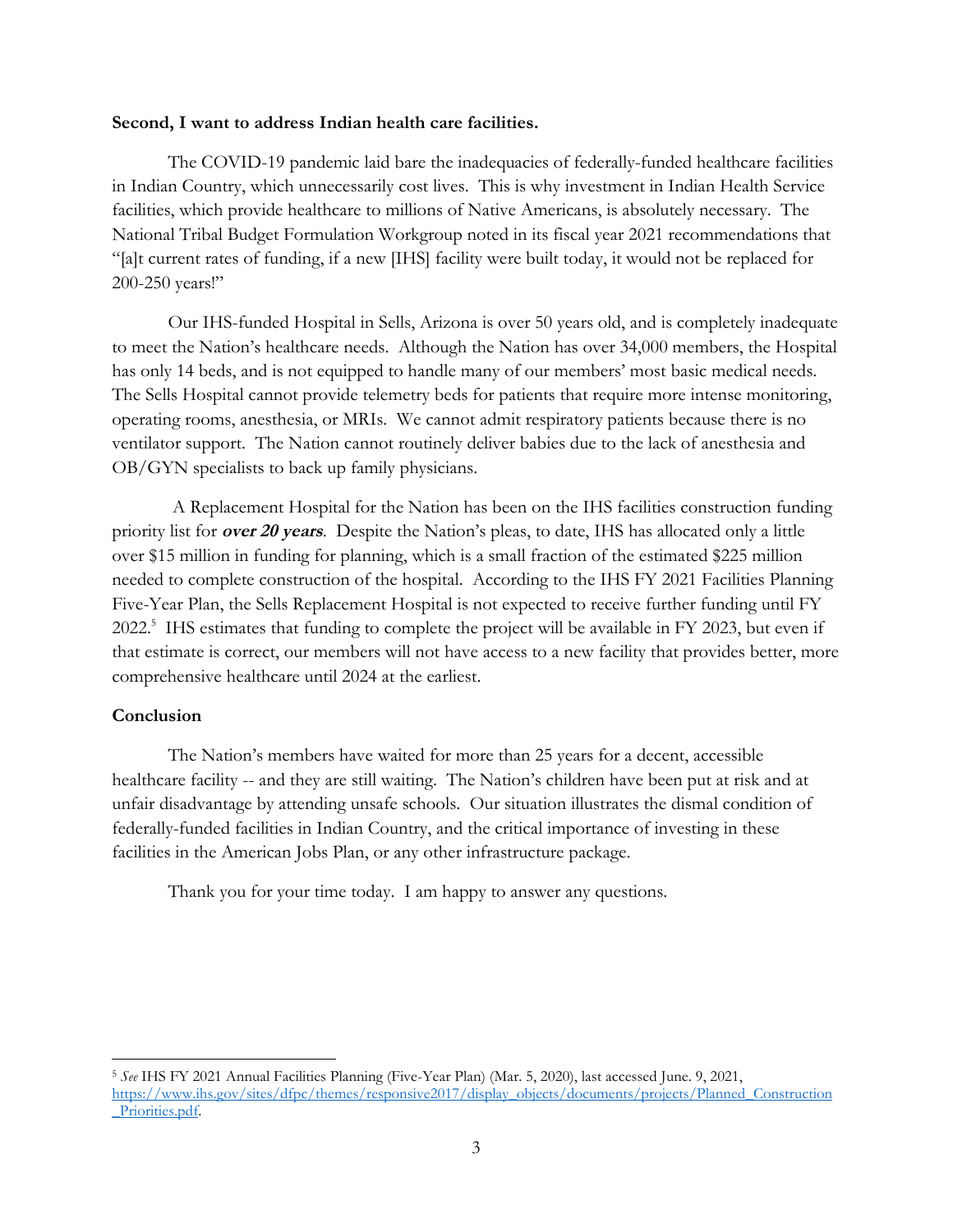**Second, I want to address Indian health care facilities.**

The COVID-19 pandemic laid bare the inadequacies of federally-funded healthcare facilities in Indian Country, which unnecessarily cost lives. This is why investment in Indian Health Service facilities, which provide healthcare to millions of Native Americans, is absolutely necessary. The National Tribal Budget Formulation Workgroup noted in its fiscal year 2021 recommendations that "[a]t current rates of funding, if a new [IHS] facility were built today, it would not be replaced for 200-250 years!"

Our IHS-funded Hospital in Sells, Arizona is over 50 years old, and is completely inadequate to meet the Nation's healthcare needs. Although the Nation has over 34,000 members, the Hospital has only 14 beds, and is not equipped to handle many of our members' most basic medical needs. The Sells Hospital cannot provide telemetry beds for patients that require more intense monitoring, operating rooms, anesthesia, or MRIs. We cannot admit respiratory patients because there is no ventilator support. The Nation cannot routinely deliver babies due to the lack of anesthesia and OB/GYN specialists to back up family physicians.

A Replacement Hospital for the Nation has been on the IHS facilities construction funding priority list for ***over 20 years***. Despite the Nation's pleas, to date, IHS has allocated only a little over $15 million in funding for planning, which is a small fraction of the estimated $225 million needed to complete construction of the hospital. According to the IHS FY 2021 Facilities Planning Five-Year Plan, the Sells Replacement Hospital is not expected to receive further funding until FY 2022.[5] IHS estimates that funding to complete the project will be available in FY 2023, but even if that estimate is correct, our members will not have access to a new facility that provides better, more comprehensive healthcare until 2024 at the earliest.

**Conclusion**

The Nation's members have waited for more than 25 years for a decent, accessible healthcare facility -- and they are still waiting. The Nation's children have been put at risk and at unfair disadvantage by attending unsafe schools. Our situation illustrates the dismal condition of federally-funded facilities in Indian Country, and the critical importance of investing in these facilities in the American Jobs Plan, or any other infrastructure package.

Thank you for your time today. I am happy to answer any questions.

---

[5] *See* IHS FY 2021 Annual Facilities Planning (Five-Year Plan) (Mar. 5, 2020), last accessed June. 9, 2021, https://www.ihs.gov/sites/dfpc/themes/responsive2017/display_objects/documents/projects/Planned_Construction_Priorities.pdf.